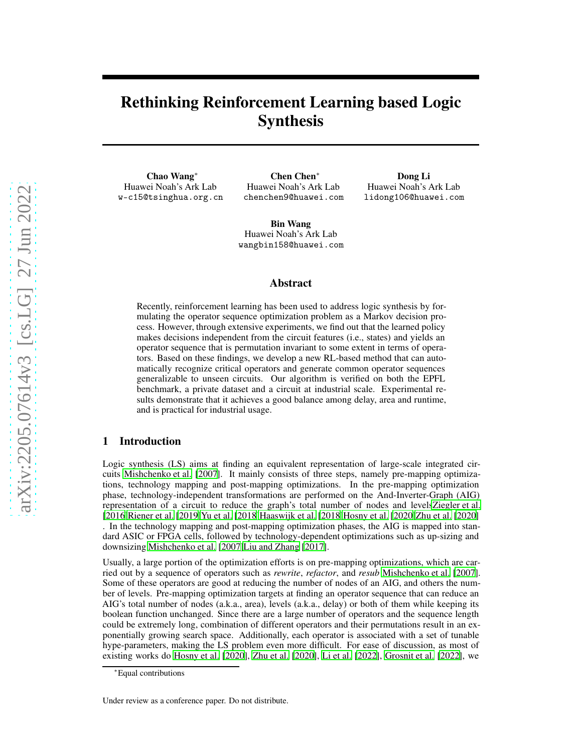# Rethinking Reinforcement Learning based Logic Synthesis

**Chao Wang**[*]
Huawei Noah's Ark Lab
w-c15@tsinghua.org.cn

**Chen Chen**[*]
Huawei Noah's Ark Lab
chenchen9@huawei.com

**Dong Li**
Huawei Noah's Ark Lab
lidong106@huawei.com

**Bin Wang**
Huawei Noah's Ark Lab
wangbin158@huawei.com

## Abstract

Recently, reinforcement learning has been used to address logic synthesis by formulating the operator sequence optimization problem as a Markov decision process. However, through extensive experiments, we find out that the learned policy makes decisions independent from the circuit features (i.e., states) and yields an operator sequence that is permutation invariant to some extent in terms of operators. Based on these findings, we develop a new RL-based method that can automatically recognize critical operators and generate common operator sequences generalizable to unseen circuits. Our algorithm is verified on both the EPFL benchmark, a private dataset and a circuit at industrial scale. Experimental results demonstrate that it achieves a good balance among delay, area and runtime, and is practical for industrial usage.

## 1 Introduction

Logic synthesis (LS) aims at finding an equivalent representation of large-scale integrated circuits Mishchenko et al. [2007]. It mainly consists of three steps, namely pre-mapping optimizations, technology mapping and post-mapping optimizations. In the pre-mapping optimization phase, technology-independent transformations are performed on the And-Inverter-Graph (AIG) representation of a circuit to reduce the graph's total number of nodes and levelsZiegler et al. [2016 Riener et al. [2019 Yu et al. [2018 Haaswijk et al. [2018 Hosny et al. [2020 Zhu et al. [2020] . In the technology mapping and post-mapping optimization phases, the AIG is mapped into standard ASIC or FPGA cells, followed by technology-dependent optimizations such as up-sizing and downsizing Mishchenko et al. [2007 Liu and Zhang [2017].

Usually, a large portion of the optimization efforts is on pre-mapping optimizations, which are carried out by a sequence of operators such as *rewrite*, *refactor*, and *resub* Mishchenko et al. [2007]. Some of these operators are good at reducing the number of nodes of an AIG, and others the number of levels. Pre-mapping optimization targets at finding an operator sequence that can reduce an AIG's total number of nodes (a.k.a., area), levels (a.k.a., delay) or both of them while keeping its boolean function unchanged. Since there are a large number of operators and the sequence length could be extremely long, combination of different operators and their permutations result in an exponentially growing search space. Additionally, each operator is associated with a set of tunable hype-parameters, making the LS problem even more difficult. For ease of discussion, as most of existing works do Hosny et al. [2020], Zhu et al. [2020], Li et al. [2022], Grosnit et al. [2022], we

[*]Equal contributions

Under review as a conference paper. Do not distribute.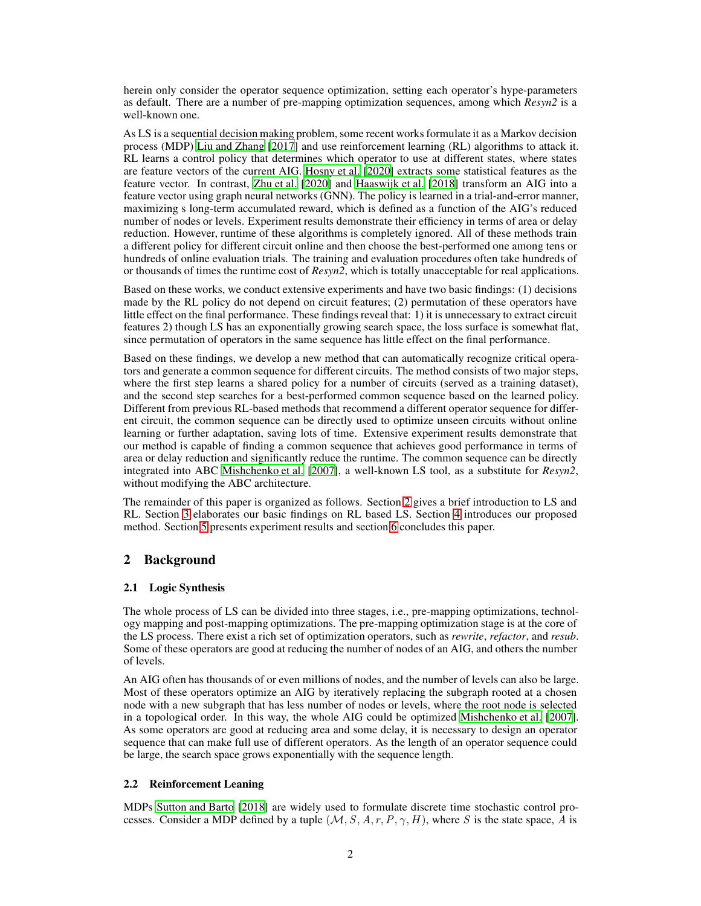herein only consider the operator sequence optimization, setting each operator's hype-parameters as default. There are a number of pre-mapping optimization sequences, among which *Resyn2* is a well-known one.

As LS is a sequential decision making problem, some recent works formulate it as a Markov decision process (MDP) Liu and Zhang [2017] and use reinforcement learning (RL) algorithms to attack it. RL learns a control policy that determines which operator to use at different states, where states are feature vectors of the current AIG. Hosny et al. [2020] extracts some statistical features as the feature vector. In contrast, Zhu et al. [2020] and Haaswijk et al. [2018] transform an AIG into a feature vector using graph neural networks (GNN). The policy is learned in a trial-and-error manner, maximizing s long-term accumulated reward, which is defined as a function of the AIG's reduced number of nodes or levels. Experiment results demonstrate their efficiency in terms of area or delay reduction. However, runtime of these algorithms is completely ignored. All of these methods train a different policy for different circuit online and then choose the best-performed one among tens or hundreds of online evaluation trials. The training and evaluation procedures often take hundreds of or thousands of times the runtime cost of *Resyn2*, which is totally unacceptable for real applications.

Based on these works, we conduct extensive experiments and have two basic findings: (1) decisions made by the RL policy do not depend on circuit features; (2) permutation of these operators have little effect on the final performance. These findings reveal that: 1) it is unnecessary to extract circuit features 2) though LS has an exponentially growing search space, the loss surface is somewhat flat, since permutation of operators in the same sequence has little effect on the final performance.

Based on these findings, we develop a new method that can automatically recognize critical operators and generate a common sequence for different circuits. The method consists of two major steps, where the first step learns a shared policy for a number of circuits (served as a training dataset), and the second step searches for a best-performed common sequence based on the learned policy. Different from previous RL-based methods that recommend a different operator sequence for different circuit, the common sequence can be directly used to optimize unseen circuits without online learning or further adaptation, saving lots of time. Extensive experiment results demonstrate that our method is capable of finding a common sequence that achieves good performance in terms of area or delay reduction and significantly reduce the runtime. The common sequence can be directly integrated into ABC Mishchenko et al. [2007], a well-known LS tool, as a substitute for *Resyn2*, without modifying the ABC architecture.

The remainder of this paper is organized as follows. Section 2 gives a brief introduction to LS and RL. Section 3 elaborates our basic findings on RL based LS. Section 4 introduces our proposed method. Section 5 presents experiment results and section 6 concludes this paper.

## 2 Background

### 2.1 Logic Synthesis

The whole process of LS can be divided into three stages, i.e., pre-mapping optimizations, technology mapping and post-mapping optimizations. The pre-mapping optimization stage is at the core of the LS process. There exist a rich set of optimization operators, such as *rewrite*, *refactor*, and *resub*. Some of these operators are good at reducing the number of nodes of an AIG, and others the number of levels.

An AIG often has thousands of or even millions of nodes, and the number of levels can also be large. Most of these operators optimize an AIG by iteratively replacing the subgraph rooted at a chosen node with a new subgraph that has less number of nodes or levels, where the root node is selected in a topological order. In this way, the whole AIG could be optimized Mishchenko et al. [2007]. As some operators are good at reducing area and some delay, it is necessary to design an operator sequence that can make full use of different operators. As the length of an operator sequence could be large, the search space grows exponentially with the sequence length.

### 2.2 Reinforcement Leaning

MDPs Sutton and Barto [2018] are widely used to formulate discrete time stochastic control processes. Consider a MDP defined by a tuple $(\mathcal{M}, S, A, r, P, \gamma, H)$, where $S$ is the state space, $A$ is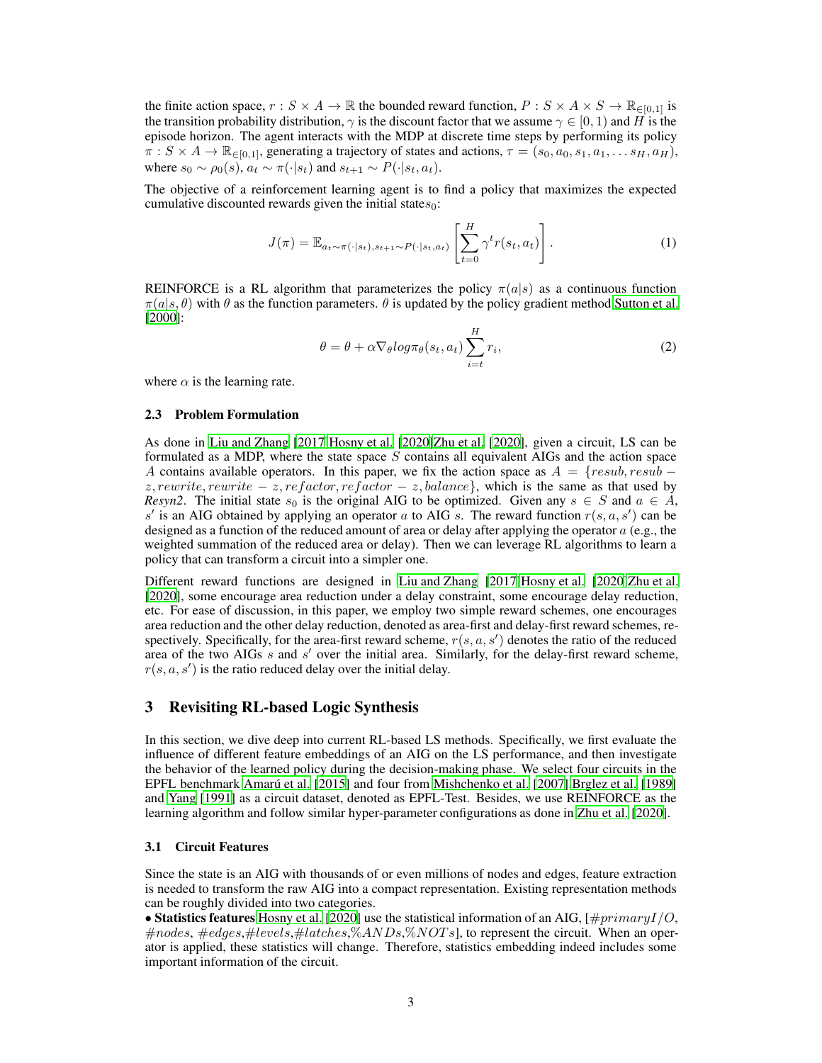the finite action space, $r : S \times A \to \mathbb{R}$ the bounded reward function, $P : S \times A \times S \to \mathbb{R}_{\in[0,1]}$ is the transition probability distribution, $\gamma$ is the discount factor that we assume $\gamma \in [0, 1)$ and $H$ is the episode horizon. The agent interacts with the MDP at discrete time steps by performing its policy $\pi : S \times A \to \mathbb{R}_{\in[0,1]}$, generating a trajectory of states and actions, $\tau = (s_0, a_0, s_1, a_1, \ldots s_H, a_H)$, where $s_0 \sim \rho_0(s)$, $a_t \sim \pi(\cdot|s_t)$ and $s_{t+1} \sim P(\cdot|s_t, a_t)$.

The objective of a reinforcement learning agent is to find a policy that maximizes the expected cumulative discounted rewards given the initial state$s_0$:

$$J(\pi) = \mathbb{E}_{a_t \sim \pi(\cdot|s_t), s_{t+1} \sim P(\cdot|s_t, a_t)} \left[ \sum_{t=0}^{H} \gamma^t r(s_t, a_t) \right]. \tag{1}$$

REINFORCE is a RL algorithm that parameterizes the policy $\pi(a|s)$ as a continuous function $\pi(a|s, \theta)$ with $\theta$ as the function parameters. $\theta$ is updated by the policy gradient method Sutton et al. [2000]:

$$\theta = \theta + \alpha \nabla_\theta log \pi_\theta(s_t, a_t) \sum_{i=t}^{H} r_i, \tag{2}$$

where $\alpha$ is the learning rate.

### 2.3 Problem Formulation

As done in Liu and Zhang [2017 Hosny et al. [2020 Zhu et al. [2020], given a circuit, LS can be formulated as a MDP, where the state space $S$ contains all equivalent AIGs and the action space $A$ contains available operators. In this paper, we fix the action space as $A = \{resub, resub - z, rewrite, rewrite - z, refactor, refactor - z, balance\}$, which is the same as that used by *Resyn2*. The initial state $s_0$ is the original AIG to be optimized. Given any $s \in S$ and $a \in A$, $s'$ is an AIG obtained by applying an operator $a$ to AIG $s$. The reward function $r(s, a, s')$ can be designed as a function of the reduced amount of area or delay after applying the operator $a$ (e.g., the weighted summation of the reduced area or delay). Then we can leverage RL algorithms to learn a policy that can transform a circuit into a simpler one.

Different reward functions are designed in Liu and Zhang [2017 Hosny et al. [2020 Zhu et al. [2020], some encourage area reduction under a delay constraint, some encourage delay reduction, etc. For ease of discussion, in this paper, we employ two simple reward schemes, one encourages area reduction and the other delay reduction, denoted as area-first and delay-first reward schemes, respectively. Specifically, for the area-first reward scheme, $r(s, a, s')$ denotes the ratio of the reduced area of the two AIGs $s$ and $s'$ over the initial area. Similarly, for the delay-first reward scheme, $r(s, a, s')$ is the ratio reduced delay over the initial delay.

## 3 Revisiting RL-based Logic Synthesis

In this section, we dive deep into current RL-based LS methods. Specifically, we first evaluate the influence of different feature embeddings of an AIG on the LS performance, and then investigate the behavior of the learned policy during the decision-making phase. We select four circuits in the EPFL benchmark Amarú et al. [2015] and four from Mishchenko et al. [2007] Brglez et al. [1989] and Yang [1991] as a circuit dataset, denoted as EPFL-Test. Besides, we use REINFORCE as the learning algorithm and follow similar hyper-parameter configurations as done in Zhu et al. [2020].

### 3.1 Circuit Features

Since the state is an AIG with thousands of or even millions of nodes and edges, feature extraction is needed to transform the raw AIG into a compact representation. Existing representation methods can be roughly divided into two categories.

• **Statistics features** Hosny et al. [2020] use the statistical information of an AIG, [$\#primaryI/O$, $\#nodes$, $\#edges$,$\#levels$,$\#latches$,$\%ANDs$,$\%NOTs$], to represent the circuit. When an operator is applied, these statistics will change. Therefore, statistics embedding indeed includes some important information of the circuit.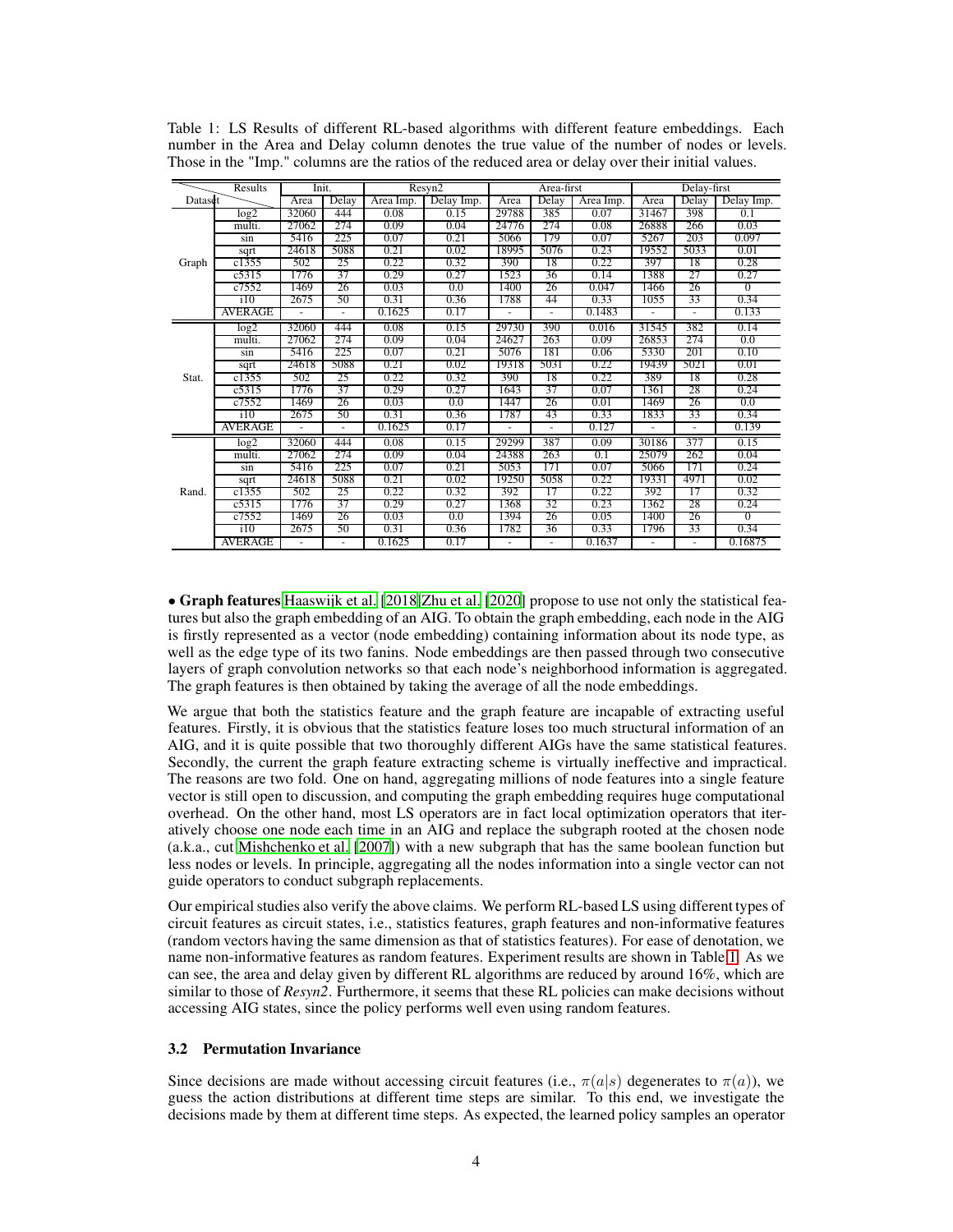Table 1: LS Results of different RL-based algorithms with different feature embeddings. Each number in the Area and Delay column denotes the true value of the number of nodes or levels. Those in the "Imp." columns are the ratios of the reduced area or delay over their initial values.

| Dataset | Results | Init. | | Resyn2 | | Area-first | | | Delay-first | | |
|---|---|---|---|---|---|---|---|---|---|---|---|
| | | Area | Delay | Area Imp. | Delay Imp. | Area | Delay | Area Imp. | Area | Delay | Delay Imp. |
| Graph | log2 | 32060 | 444 | 0.08 | 0.15 | 29788 | 385 | 0.07 | 31467 | 398 | 0.1 |
| | multi. | 27062 | 274 | 0.09 | 0.04 | 24776 | 274 | 0.08 | 26888 | 266 | 0.03 |
| | sin | 5416 | 225 | 0.07 | 0.21 | 5066 | 179 | 0.07 | 5267 | 203 | 0.097 |
| | sqrt | 24618 | 5088 | 0.21 | 0.02 | 18995 | 5076 | 0.23 | 19552 | 5033 | 0.01 |
| | c1355 | 502 | 25 | 0.22 | 0.32 | 390 | 18 | 0.22 | 397 | 18 | 0.28 |
| | c5315 | 1776 | 37 | 0.29 | 0.27 | 1523 | 36 | 0.14 | 1388 | 27 | 0.27 |
| | c7552 | 1469 | 26 | 0.03 | 0.0 | 1400 | 26 | 0.047 | 1466 | 26 | 0 |
| | i10 | 2675 | 50 | 0.31 | 0.36 | 1788 | 44 | 0.33 | 1055 | 33 | 0.34 |
| | AVERAGE | - | - | 0.1625 | 0.17 | - | - | 0.1483 | - | - | 0.133 |
| Stat. | log2 | 32060 | 444 | 0.08 | 0.15 | 29730 | 390 | 0.016 | 31545 | 382 | 0.14 |
| | multi. | 27062 | 274 | 0.09 | 0.04 | 24627 | 263 | 0.09 | 26853 | 274 | 0.0 |
| | sin | 5416 | 225 | 0.07 | 0.21 | 5076 | 181 | 0.06 | 5330 | 201 | 0.10 |
| | sqrt | 24618 | 5088 | 0.21 | 0.02 | 19318 | 5031 | 0.22 | 19439 | 5021 | 0.01 |
| | c1355 | 502 | 25 | 0.22 | 0.32 | 390 | 18 | 0.22 | 389 | 18 | 0.28 |
| | c5315 | 1776 | 37 | 0.29 | 0.27 | 1643 | 37 | 0.07 | 1361 | 28 | 0.24 |
| | c7552 | 1469 | 26 | 0.03 | 0.0 | 1447 | 26 | 0.01 | 1469 | 26 | 0.0 |
| | i10 | 2675 | 50 | 0.31 | 0.36 | 1787 | 43 | 0.33 | 1833 | 33 | 0.34 |
| | AVERAGE | - | - | 0.1625 | 0.17 | - | - | 0.127 | - | - | 0.139 |
| Rand. | log2 | 32060 | 444 | 0.08 | 0.15 | 29299 | 387 | 0.09 | 30186 | 377 | 0.15 |
| | multi. | 27062 | 274 | 0.09 | 0.04 | 24388 | 263 | 0.1 | 25079 | 262 | 0.04 |
| | sin | 5416 | 225 | 0.07 | 0.21 | 5053 | 171 | 0.07 | 5066 | 171 | 0.24 |
| | sqrt | 24618 | 5088 | 0.21 | 0.02 | 19250 | 5058 | 0.22 | 19331 | 4971 | 0.02 |
| | c1355 | 502 | 25 | 0.22 | 0.32 | 392 | 17 | 0.22 | 392 | 17 | 0.32 |
| | c5315 | 1776 | 37 | 0.29 | 0.27 | 1368 | 32 | 0.23 | 1362 | 28 | 0.24 |
| | c7552 | 1469 | 26 | 0.03 | 0.0 | 1394 | 26 | 0.05 | 1400 | 26 | 0 |
| | i10 | 2675 | 50 | 0.31 | 0.36 | 1782 | 36 | 0.33 | 1796 | 33 | 0.34 |
| | AVERAGE | - | - | 0.1625 | 0.17 | - | - | 0.1637 | - | - | 0.16875 |

• **Graph features** Haaswijk et al. [2018] Zhu et al. [2020] propose to use not only the statistical features but also the graph embedding of an AIG. To obtain the graph embedding, each node in the AIG is firstly represented as a vector (node embedding) containing information about its node type, as well as the edge type of its two fanins. Node embeddings are then passed through two consecutive layers of graph convolution networks so that each node's neighborhood information is aggregated. The graph features is then obtained by taking the average of all the node embeddings.

We argue that both the statistics feature and the graph feature are incapable of extracting useful features. Firstly, it is obvious that the statistics feature loses too much structural information of an AIG, and it is quite possible that two thoroughly different AIGs have the same statistical features. Secondly, the current the graph feature extracting scheme is virtually ineffective and impractical. The reasons are two fold. One on hand, aggregating millions of node features into a single feature vector is still open to discussion, and computing the graph embedding requires huge computational overhead. On the other hand, most LS operators are in fact local optimization operators that iteratively choose one node each time in an AIG and replace the subgraph rooted at the chosen node (a.k.a., cut Mishchenko et al. [2007]) with a new subgraph that has the same boolean function but less nodes or levels. In principle, aggregating all the nodes information into a single vector can not guide operators to conduct subgraph replacements.

Our empirical studies also verify the above claims. We perform RL-based LS using different types of circuit features as circuit states, i.e., statistics features, graph features and non-informative features (random vectors having the same dimension as that of statistics features). For ease of denotation, we name non-informative features as random features. Experiment results are shown in Table 1. As we can see, the area and delay given by different RL algorithms are reduced by around 16%, which are similar to those of *Resyn2*. Furthermore, it seems that these RL policies can make decisions without accessing AIG states, since the policy performs well even using random features.

### 3.2 Permutation Invariance

Since decisions are made without accessing circuit features (i.e., $\pi(a|s)$ degenerates to $\pi(a)$), we guess the action distributions at different time steps are similar. To this end, we investigate the decisions made by them at different time steps. As expected, the learned policy samples an operator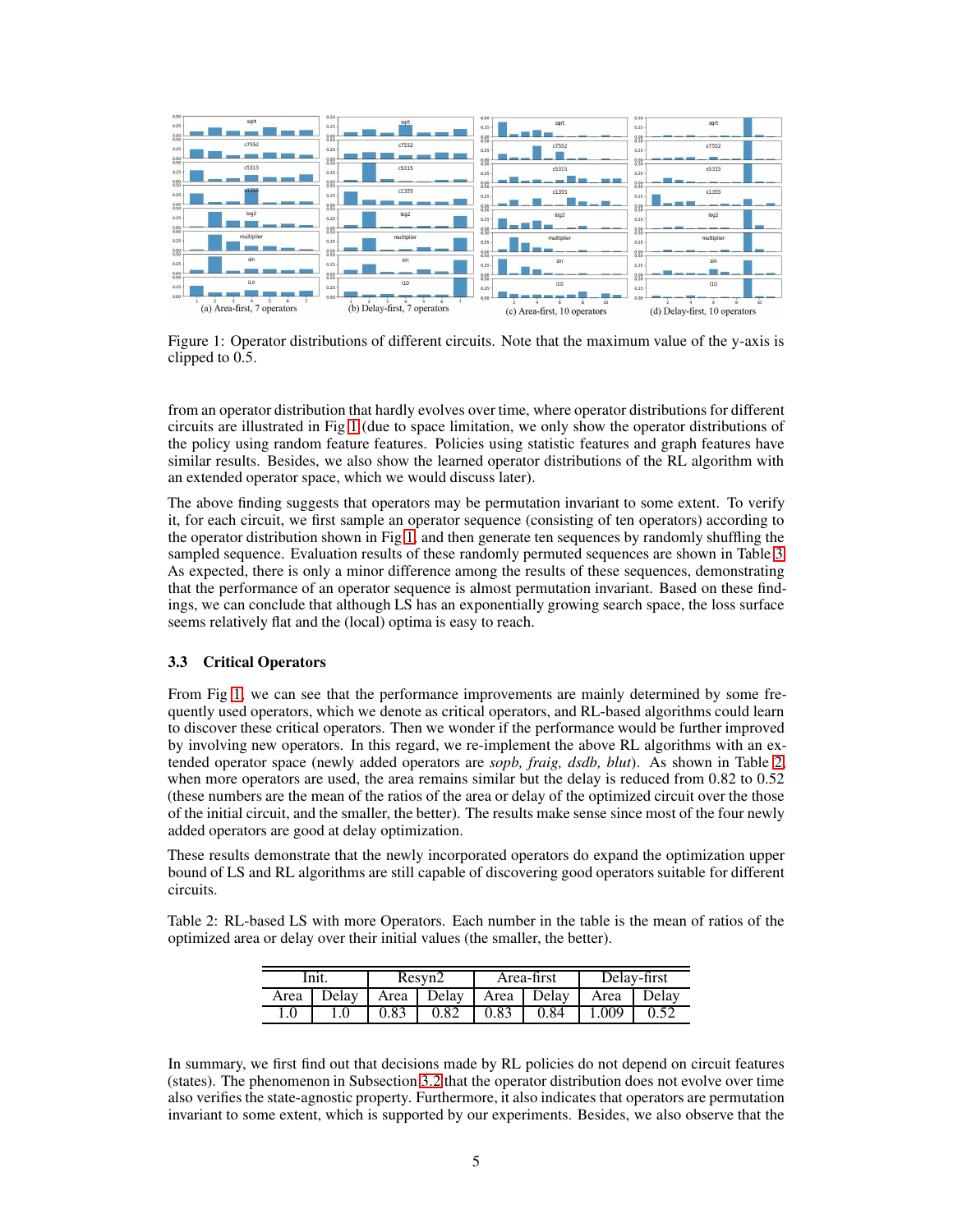Figure 1: Operator distributions of different circuits. Note that the maximum value of the y-axis is clipped to 0.5.

from an operator distribution that hardly evolves over time, where operator distributions for different circuits are illustrated in Fig 1 (due to space limitation, we only show the operator distributions of the policy using random feature features. Policies using statistic features and graph features have similar results. Besides, we also show the learned operator distributions of the RL algorithm with an extended operator space, which we would discuss later).

The above finding suggests that operators may be permutation invariant to some extent. To verify it, for each circuit, we first sample an operator sequence (consisting of ten operators) according to the operator distribution shown in Fig 1, and then generate ten sequences by randomly shuffling the sampled sequence. Evaluation results of these randomly permuted sequences are shown in Table 3. As expected, there is only a minor difference among the results of these sequences, demonstrating that the performance of an operator sequence is almost permutation invariant. Based on these findings, we can conclude that although LS has an exponentially growing search space, the loss surface seems relatively flat and the (local) optima is easy to reach.

### 3.3 Critical Operators

From Fig 1, we can see that the performance improvements are mainly determined by some frequently used operators, which we denote as critical operators, and RL-based algorithms could learn to discover these critical operators. Then we wonder if the performance would be further improved by involving new operators. In this regard, we re-implement the above RL algorithms with an extended operator space (newly added operators are *sopb, fraig, dsdb, blut*). As shown in Table 2, when more operators are used, the area remains similar but the delay is reduced from 0.82 to 0.52 (these numbers are the mean of the ratios of the area or delay of the optimized circuit over the those of the initial circuit, and the smaller, the better). The results make sense since most of the four newly added operators are good at delay optimization.

These results demonstrate that the newly incorporated operators do expand the optimization upper bound of LS and RL algorithms are still capable of discovering good operators suitable for different circuits.

Table 2: RL-based LS with more Operators. Each number in the table is the mean of ratios of the optimized area or delay over their initial values (the smaller, the better).

| Init. | | Resyn2 | | Area-first | | Delay-first | |
|---|---|---|---|---|---|---|---|
| Area | Delay | Area | Delay | Area | Delay | Area | Delay |
| 1.0 | 1.0 | 0.83 | 0.82 | 0.83 | 0.84 | 1.009 | 0.52 |

In summary, we first find out that decisions made by RL policies do not depend on circuit features (states). The phenomenon in Subsection 3.2 that the operator distribution does not evolve over time also verifies the state-agnostic property. Furthermore, it also indicates that operators are permutation invariant to some extent, which is supported by our experiments. Besides, we also observe that the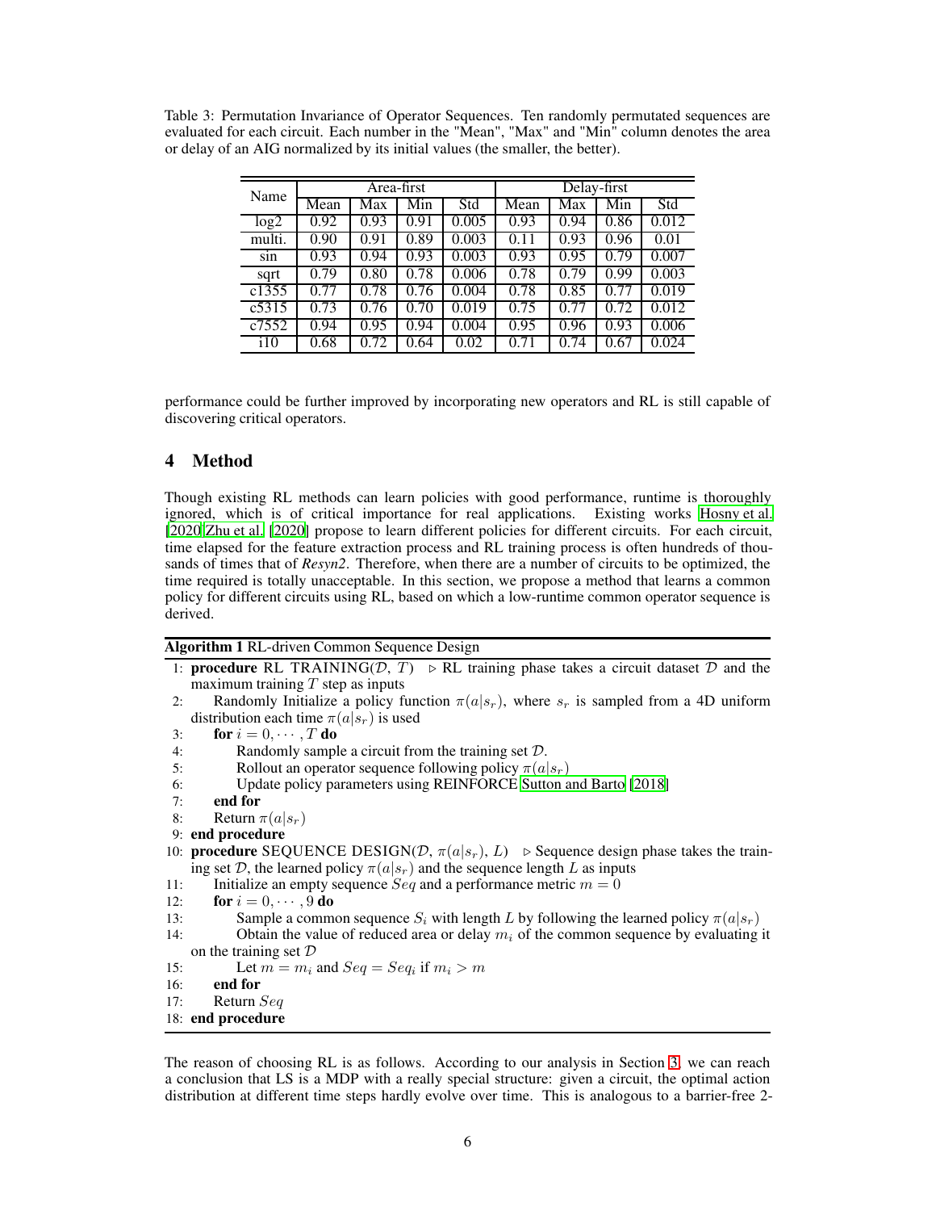Table 3: Permutation Invariance of Operator Sequences. Ten randomly permutated sequences are evaluated for each circuit. Each number in the "Mean", "Max" and "Min" column denotes the area or delay of an AIG normalized by its initial values (the smaller, the better).

| Name | Area-first | | | | Delay-first | | | |
|---|---|---|---|---|---|---|---|---|
| | Mean | Max | Min | Std | Mean | Max | Min | Std |
| log2 | 0.92 | 0.93 | 0.91 | 0.005 | 0.93 | 0.94 | 0.86 | 0.012 |
| multi. | 0.90 | 0.91 | 0.89 | 0.003 | 0.11 | 0.93 | 0.96 | 0.01 |
| sin | 0.93 | 0.94 | 0.93 | 0.003 | 0.93 | 0.95 | 0.79 | 0.007 |
| sqrt | 0.79 | 0.80 | 0.78 | 0.006 | 0.78 | 0.79 | 0.99 | 0.003 |
| c1355 | 0.77 | 0.78 | 0.76 | 0.004 | 0.78 | 0.85 | 0.77 | 0.019 |
| c5315 | 0.73 | 0.76 | 0.70 | 0.019 | 0.75 | 0.77 | 0.72 | 0.012 |
| c7552 | 0.94 | 0.95 | 0.94 | 0.004 | 0.95 | 0.96 | 0.93 | 0.006 |
| i10 | 0.68 | 0.72 | 0.64 | 0.02 | 0.71 | 0.74 | 0.67 | 0.024 |

performance could be further improved by incorporating new operators and RL is still capable of discovering critical operators.

## 4 Method

Though existing RL methods can learn policies with good performance, runtime is thoroughly ignored, which is of critical importance for real applications. Existing works Hosny et al. [2020] Zhu et al. [2020] propose to learn different policies for different circuits. For each circuit, time elapsed for the feature extraction process and RL training process is often hundreds of thousands of times that of *Resyn2*. Therefore, when there are a number of circuits to be optimized, the time required is totally unacceptable. In this section, we propose a method that learns a common policy for different circuits using RL, based on which a low-runtime common operator sequence is derived.

**Algorithm 1** RL-driven Common Sequence Design

```
1:  procedure RL TRAINING(D, T)   ▷ RL training phase takes a circuit dataset D and the maximum training T step as inputs
2:      Randomly Initialize a policy function π(a|s_r), where s_r is sampled from a 4D uniform distribution each time π(a|s_r) is used
3:      for i = 0, ··· , T do
4:          Randomly sample a circuit from the training set D.
5:          Rollout an operator sequence following policy π(a|s_r)
6:          Update policy parameters using REINFORCE Sutton and Barto [2018]
7:      end for
8:      Return π(a|s_r)
9:  end procedure
10: procedure SEQUENCE DESIGN(D, π(a|s_r), L)   ▷ Sequence design phase takes the training set D, the learned policy π(a|s_r) and the sequence length L as inputs
11:     Initialize an empty sequence Seq and a performance metric m = 0
12:     for i = 0, ··· , 9 do
13:         Sample a common sequence S_i with length L by following the learned policy π(a|s_r)
14:         Obtain the value of reduced area or delay m_i of the common sequence by evaluating it on the training set D
15:         Let m = m_i and Seq = Seq_i if m_i > m
16:     end for
17:     Return Seq
18: end procedure
```

The reason of choosing RL is as follows. According to our analysis in Section 3, we can reach a conclusion that LS is a MDP with a really special structure: given a circuit, the optimal action distribution at different time steps hardly evolve over time. This is analogous to a barrier-free 2-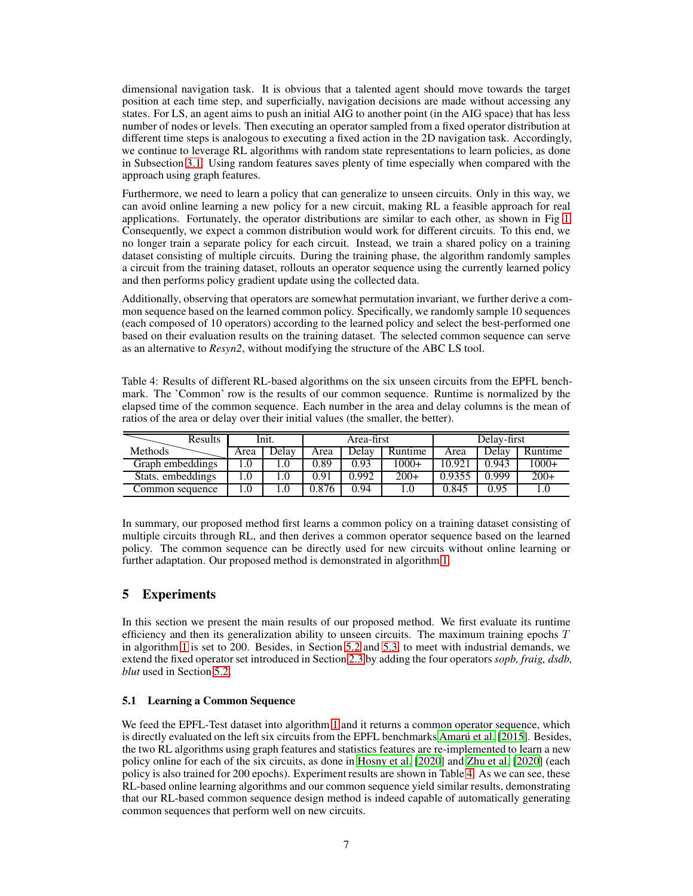dimensional navigation task. It is obvious that a talented agent should move towards the target position at each time step, and superficially, navigation decisions are made without accessing any states. For LS, an agent aims to push an initial AIG to another point (in the AIG space) that has less number of nodes or levels. Then executing an operator sampled from a fixed operator distribution at different time steps is analogous to executing a fixed action in the 2D navigation task. Accordingly, we continue to leverage RL algorithms with random state representations to learn policies, as done in Subsection 3.1. Using random features saves plenty of time especially when compared with the approach using graph features.

Furthermore, we need to learn a policy that can generalize to unseen circuits. Only in this way, we can avoid online learning a new policy for a new circuit, making RL a feasible approach for real applications. Fortunately, the operator distributions are similar to each other, as shown in Fig 1. Consequently, we expect a common distribution would work for different circuits. To this end, we no longer train a separate policy for each circuit. Instead, we train a shared policy on a training dataset consisting of multiple circuits. During the training phase, the algorithm randomly samples a circuit from the training dataset, rollouts an operator sequence using the currently learned policy and then performs policy gradient update using the collected data.

Additionally, observing that operators are somewhat permutation invariant, we further derive a common sequence based on the learned common policy. Specifically, we randomly sample 10 sequences (each composed of 10 operators) according to the learned policy and select the best-performed one based on their evaluation results on the training dataset. The selected common sequence can serve as an alternative to *Resyn2*, without modifying the structure of the ABC LS tool.

Table 4: Results of different RL-based algorithms on the six unseen circuits from the EPFL benchmark. The 'Common' row is the results of our common sequence. Runtime is normalized by the elapsed time of the common sequence. Each number in the area and delay columns is the mean of ratios of the area or delay over their initial values (the smaller, the better).

| Results / Methods | Init. | | Area-first | | | Delay-first | | |
|---|---|---|---|---|---|---|---|---|
| | Area | Delay | Area | Delay | Runtime | Area | Delay | Runtime |
| Graph embeddings | 1.0 | 1.0 | 0.89 | 0.93 | 1000+ | 10.921 | 0.943 | 1000+ |
| Stats. embeddings | 1.0 | 1.0 | 0.91 | 0.992 | 200+ | 0.9355 | 0.999 | 200+ |
| Common sequence | 1.0 | 1.0 | 0.876 | 0.94 | 1.0 | 0.845 | 0.95 | 1.0 |

In summary, our proposed method first learns a common policy on a training dataset consisting of multiple circuits through RL, and then derives a common operator sequence based on the learned policy. The common sequence can be directly used for new circuits without online learning or further adaptation. Our proposed method is demonstrated in algorithm 1.

## 5 Experiments

In this section we present the main results of our proposed method. We first evaluate its runtime efficiency and then its generalization ability to unseen circuits. The maximum training epochs $T$ in algorithm 1 is set to 200. Besides, in Section 5.2 and 5.3, to meet with industrial demands, we extend the fixed operator set introduced in Section 2.3 by adding the four operators *sopb, fraig, dsdb, blut* used in Section 5.2.

### 5.1 Learning a Common Sequence

We feed the EPFL-Test dataset into algorithm 1 and it returns a common operator sequence, which is directly evaluated on the left six circuits from the EPFL benchmarks Amarú et al. [2015]. Besides, the two RL algorithms using graph features and statistics features are re-implemented to learn a new policy online for each of the six circuits, as done in Hosny et al. [2020] and Zhu et al. [2020] (each policy is also trained for 200 epochs). Experiment results are shown in Table 4. As we can see, these RL-based online learning algorithms and our common sequence yield similar results, demonstrating that our RL-based common sequence design method is indeed capable of automatically generating common sequences that perform well on new circuits.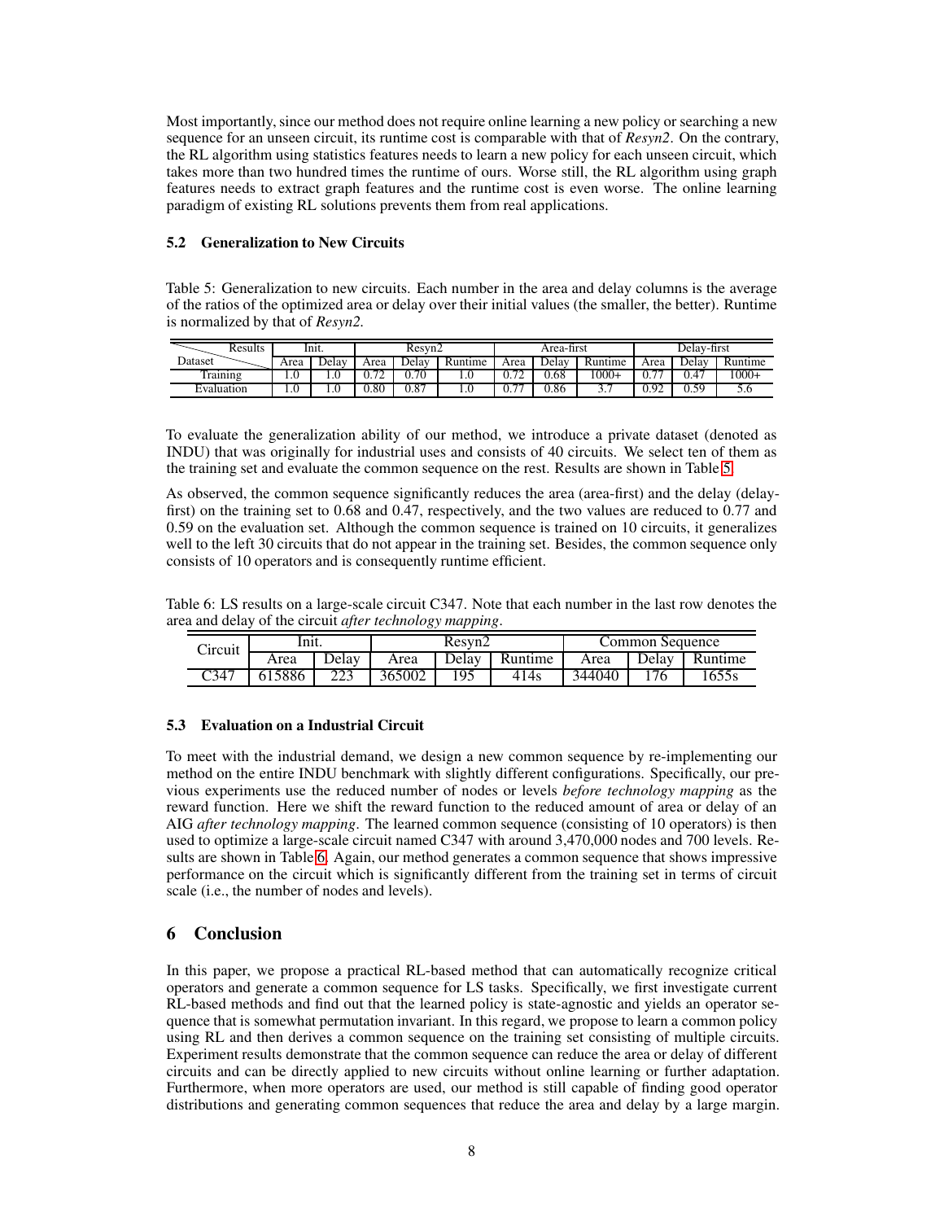Most importantly, since our method does not require online learning a new policy or searching a new sequence for an unseen circuit, its runtime cost is comparable with that of *Resyn2*. On the contrary, the RL algorithm using statistics features needs to learn a new policy for each unseen circuit, which takes more than two hundred times the runtime of ours. Worse still, the RL algorithm using graph features needs to extract graph features and the runtime cost is even worse. The online learning paradigm of existing RL solutions prevents them from real applications.

### 5.2 Generalization to New Circuits

Table 5: Generalization to new circuits. Each number in the area and delay columns is the average of the ratios of the optimized area or delay over their initial values (the smaller, the better). Runtime is normalized by that of *Resyn2*.

| Results / Dataset | Init. | | Resyn2 | | | Area-first | | | Delay-first | | |
|---|---|---|---|---|---|---|---|---|---|---|---|
| | Area | Delay | Area | Delay | Runtime | Area | Delay | Runtime | Area | Delay | Runtime |
| Training | 1.0 | 1.0 | 0.72 | 0.70 | 1.0 | 0.72 | 0.68 | 1000+ | 0.77 | 0.47 | 1000+ |
| Evaluation | 1.0 | 1.0 | 0.80 | 0.87 | 1.0 | 0.77 | 0.86 | 3.7 | 0.92 | 0.59 | 5.6 |

To evaluate the generalization ability of our method, we introduce a private dataset (denoted as INDU) that was originally for industrial uses and consists of 40 circuits. We select ten of them as the training set and evaluate the common sequence on the rest. Results are shown in Table 5.

As observed, the common sequence significantly reduces the area (area-first) and the delay (delay-first) on the training set to 0.68 and 0.47, respectively, and the two values are reduced to 0.77 and 0.59 on the evaluation set. Although the common sequence is trained on 10 circuits, it generalizes well to the left 30 circuits that do not appear in the training set. Besides, the common sequence only consists of 10 operators and is consequently runtime efficient.

Table 6: LS results on a large-scale circuit C347. Note that each number in the last row denotes the area and delay of the circuit *after technology mapping*.

| Circuit | Init. | | Resyn2 | | | Common Sequence | | |
|---|---|---|---|---|---|---|---|---|
| | Area | Delay | Area | Delay | Runtime | Area | Delay | Runtime |
| C347 | 615886 | 223 | 365002 | 195 | 414s | 344040 | 176 | 1655s |

### 5.3 Evaluation on a Industrial Circuit

To meet with the industrial demand, we design a new common sequence by re-implementing our method on the entire INDU benchmark with slightly different configurations. Specifically, our previous experiments use the reduced number of nodes or levels *before technology mapping* as the reward function. Here we shift the reward function to the reduced amount of area or delay of an AIG *after technology mapping*. The learned common sequence (consisting of 10 operators) is then used to optimize a large-scale circuit named C347 with around 3,470,000 nodes and 700 levels. Results are shown in Table 6. Again, our method generates a common sequence that shows impressive performance on the circuit which is significantly different from the training set in terms of circuit scale (i.e., the number of nodes and levels).

## 6 Conclusion

In this paper, we propose a practical RL-based method that can automatically recognize critical operators and generate a common sequence for LS tasks. Specifically, we first investigate current RL-based methods and find out that the learned policy is state-agnostic and yields an operator sequence that is somewhat permutation invariant. In this regard, we propose to learn a common policy using RL and then derives a common sequence on the training set consisting of multiple circuits. Experiment results demonstrate that the common sequence can reduce the area or delay of different circuits and can be directly applied to new circuits without online learning or further adaptation. Furthermore, when more operators are used, our method is still capable of finding good operator distributions and generating common sequences that reduce the area and delay by a large margin.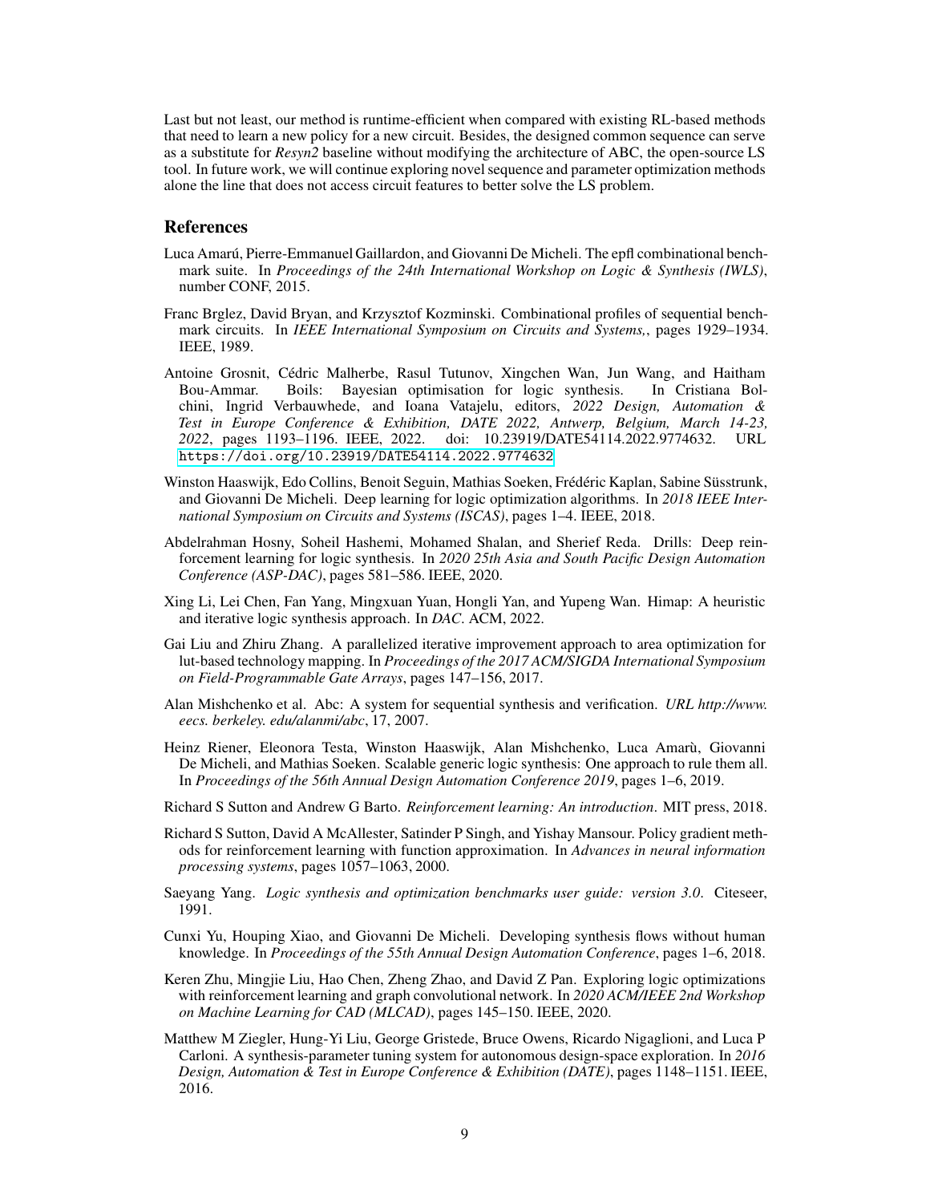Last but not least, our method is runtime-efficient when compared with existing RL-based methods that need to learn a new policy for a new circuit. Besides, the designed common sequence can serve as a substitute for *Resyn2* baseline without modifying the architecture of ABC, the open-source LS tool. In future work, we will continue exploring novel sequence and parameter optimization methods alone the line that does not access circuit features to better solve the LS problem.

## References

Luca Amarú, Pierre-Emmanuel Gaillardon, and Giovanni De Micheli. The epfl combinational benchmark suite. In *Proceedings of the 24th International Workshop on Logic & Synthesis (IWLS)*, number CONF, 2015.

Franc Brglez, David Bryan, and Krzysztof Kozminski. Combinational profiles of sequential benchmark circuits. In *IEEE International Symposium on Circuits and Systems,*, pages 1929–1934. IEEE, 1989.

Antoine Grosnit, Cédric Malherbe, Rasul Tutunov, Xingchen Wan, Jun Wang, and Haitham Bou-Ammar. Boils: Bayesian optimisation for logic synthesis. In Cristiana Bolchini, Ingrid Verbauwhede, and Ioana Vatajelu, editors, *2022 Design, Automation & Test in Europe Conference & Exhibition, DATE 2022, Antwerp, Belgium, March 14-23, 2022*, pages 1193–1196. IEEE, 2022. doi: 10.23919/DATE54114.2022.9774632. URL https://doi.org/10.23919/DATE54114.2022.9774632.

Winston Haaswijk, Edo Collins, Benoit Seguin, Mathias Soeken, Frédéric Kaplan, Sabine Süsstrunk, and Giovanni De Micheli. Deep learning for logic optimization algorithms. In *2018 IEEE International Symposium on Circuits and Systems (ISCAS)*, pages 1–4. IEEE, 2018.

Abdelrahman Hosny, Soheil Hashemi, Mohamed Shalan, and Sherief Reda. Drills: Deep reinforcement learning for logic synthesis. In *2020 25th Asia and South Pacific Design Automation Conference (ASP-DAC)*, pages 581–586. IEEE, 2020.

Xing Li, Lei Chen, Fan Yang, Mingxuan Yuan, Hongli Yan, and Yupeng Wan. Himap: A heuristic and iterative logic synthesis approach. In *DAC*. ACM, 2022.

Gai Liu and Zhiru Zhang. A parallelized iterative improvement approach to area optimization for lut-based technology mapping. In *Proceedings of the 2017 ACM/SIGDA International Symposium on Field-Programmable Gate Arrays*, pages 147–156, 2017.

Alan Mishchenko et al. Abc: A system for sequential synthesis and verification. *URL http://www. eecs. berkeley. edu/alanmi/abc*, 17, 2007.

Heinz Riener, Eleonora Testa, Winston Haaswijk, Alan Mishchenko, Luca Amarù, Giovanni De Micheli, and Mathias Soeken. Scalable generic logic synthesis: One approach to rule them all. In *Proceedings of the 56th Annual Design Automation Conference 2019*, pages 1–6, 2019.

Richard S Sutton and Andrew G Barto. *Reinforcement learning: An introduction*. MIT press, 2018.

Richard S Sutton, David A McAllester, Satinder P Singh, and Yishay Mansour. Policy gradient methods for reinforcement learning with function approximation. In *Advances in neural information processing systems*, pages 1057–1063, 2000.

Saeyang Yang. *Logic synthesis and optimization benchmarks user guide: version 3.0*. Citeseer, 1991.

Cunxi Yu, Houping Xiao, and Giovanni De Micheli. Developing synthesis flows without human knowledge. In *Proceedings of the 55th Annual Design Automation Conference*, pages 1–6, 2018.

Keren Zhu, Mingjie Liu, Hao Chen, Zheng Zhao, and David Z Pan. Exploring logic optimizations with reinforcement learning and graph convolutional network. In *2020 ACM/IEEE 2nd Workshop on Machine Learning for CAD (MLCAD)*, pages 145–150. IEEE, 2020.

Matthew M Ziegler, Hung-Yi Liu, George Gristede, Bruce Owens, Ricardo Nigaglioni, and Luca P Carloni. A synthesis-parameter tuning system for autonomous design-space exploration. In *2016 Design, Automation & Test in Europe Conference & Exhibition (DATE)*, pages 1148–1151. IEEE, 2016.